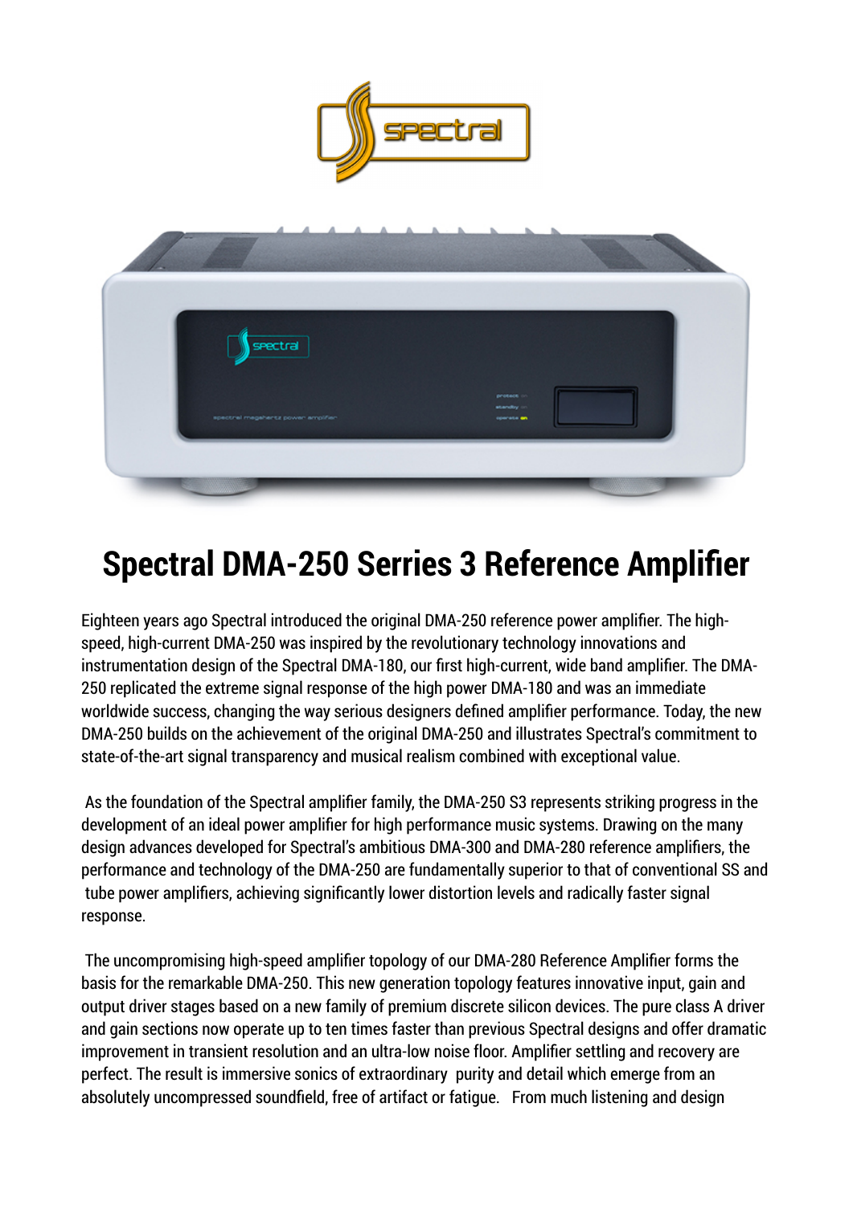# Spectral DMA-250 Serries 3 Reference Amplifier

Eighteen years ago Spectral introduced the original DMA-250 reference power amplifier. The high-speed, high-current DMA-250 was inspired by the revolutionary technology innovations and instrumentation design of the Spectral DMA-180, our first high-current, wide band amplifier. The DMA-250 replicated the extreme signal response of the high power DMA-180 and was an immediate worldwide success, changing the way serious designers defined amplifier performance. Today, the new DMA-250 builds on the achievement of the original DMA-250 and illustrates Spectral's commitment to state-of-the-art signal transparency and musical realism combined with exceptional value.

As the foundation of the Spectral amplifier family, the DMA-250 S3 represents striking progress in the development of an ideal power amplifier for high performance music systems. Drawing on the many design advances developed for Spectral's ambitious DMA-300 and DMA-280 reference amplifiers, the performance and technology of the DMA-250 are fundamentally superior to that of conventional SS and tube power amplifiers, achieving significantly lower distortion levels and radically faster signal response.

The uncompromising high-speed amplifier topology of our DMA-280 Reference Amplifier forms the basis for the remarkable DMA-250. This new generation topology features innovative input, gain and output driver stages based on a new family of premium discrete silicon devices. The pure class A driver and gain sections now operate up to ten times faster than previous Spectral designs and offer dramatic improvement in transient resolution and an ultra-low noise floor. Amplifier settling and recovery are perfect. The result is immersive sonics of extraordinary purity and detail which emerge from an absolutely uncompressed soundfield, free of artifact or fatigue. From much listening and design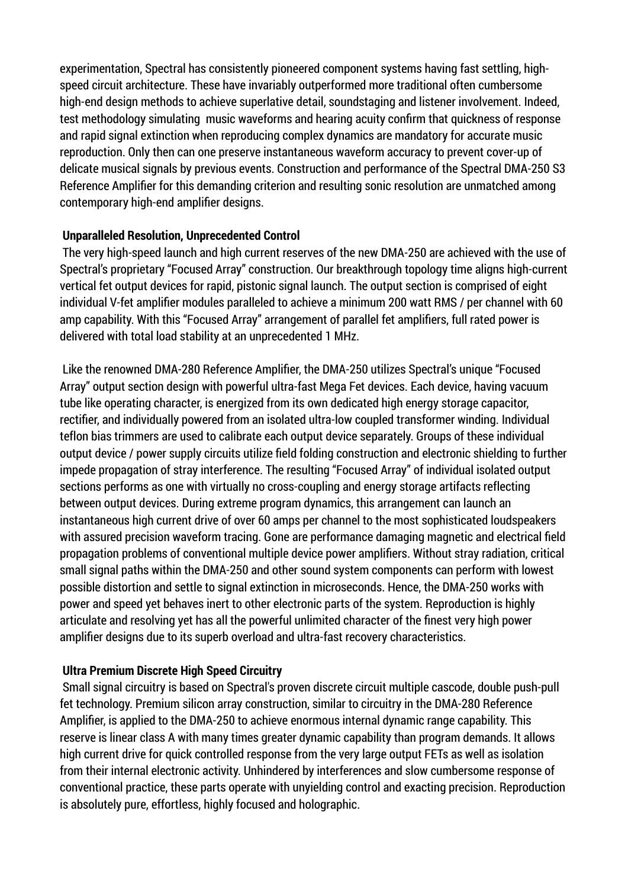experimentation, Spectral has consistently pioneered component systems having fast settling, high-speed circuit architecture. These have invariably outperformed more traditional often cumbersome high-end design methods to achieve superlative detail, soundstaging and listener involvement. Indeed, test methodology simulating music waveforms and hearing acuity confirm that quickness of response and rapid signal extinction when reproducing complex dynamics are mandatory for accurate music reproduction. Only then can one preserve instantaneous waveform accuracy to prevent cover-up of delicate musical signals by previous events. Construction and performance of the Spectral DMA-250 S3 Reference Amplifier for this demanding criterion and resulting sonic resolution are unmatched among contemporary high-end amplifier designs.

**Unparalleled Resolution, Unprecedented Control**

The very high-speed launch and high current reserves of the new DMA-250 are achieved with the use of Spectral's proprietary "Focused Array" construction. Our breakthrough topology time aligns high-current vertical fet output devices for rapid, pistonic signal launch. The output section is comprised of eight individual V-fet amplifier modules paralleled to achieve a minimum 200 watt RMS / per channel with 60 amp capability. With this "Focused Array" arrangement of parallel fet amplifiers, full rated power is delivered with total load stability at an unprecedented 1 MHz.

Like the renowned DMA-280 Reference Amplifier, the DMA-250 utilizes Spectral's unique "Focused Array" output section design with powerful ultra-fast Mega Fet devices. Each device, having vacuum tube like operating character, is energized from its own dedicated high energy storage capacitor, rectifier, and individually powered from an isolated ultra-low coupled transformer winding. Individual teflon bias trimmers are used to calibrate each output device separately. Groups of these individual output device / power supply circuits utilize field folding construction and electronic shielding to further impede propagation of stray interference. The resulting "Focused Array" of individual isolated output sections performs as one with virtually no cross-coupling and energy storage artifacts reflecting between output devices. During extreme program dynamics, this arrangement can launch an instantaneous high current drive of over 60 amps per channel to the most sophisticated loudspeakers with assured precision waveform tracing. Gone are performance damaging magnetic and electrical field propagation problems of conventional multiple device power amplifiers. Without stray radiation, critical small signal paths within the DMA-250 and other sound system components can perform with lowest possible distortion and settle to signal extinction in microseconds. Hence, the DMA-250 works with power and speed yet behaves inert to other electronic parts of the system. Reproduction is highly articulate and resolving yet has all the powerful unlimited character of the finest very high power amplifier designs due to its superb overload and ultra-fast recovery characteristics.

**Ultra Premium Discrete High Speed Circuitry**

Small signal circuitry is based on Spectral's proven discrete circuit multiple cascode, double push-pull fet technology. Premium silicon array construction, similar to circuitry in the DMA-280 Reference Amplifier, is applied to the DMA-250 to achieve enormous internal dynamic range capability. This reserve is linear class A with many times greater dynamic capability than program demands. It allows high current drive for quick controlled response from the very large output FETs as well as isolation from their internal electronic activity. Unhindered by interferences and slow cumbersome response of conventional practice, these parts operate with unyielding control and exacting precision. Reproduction is absolutely pure, effortless, highly focused and holographic.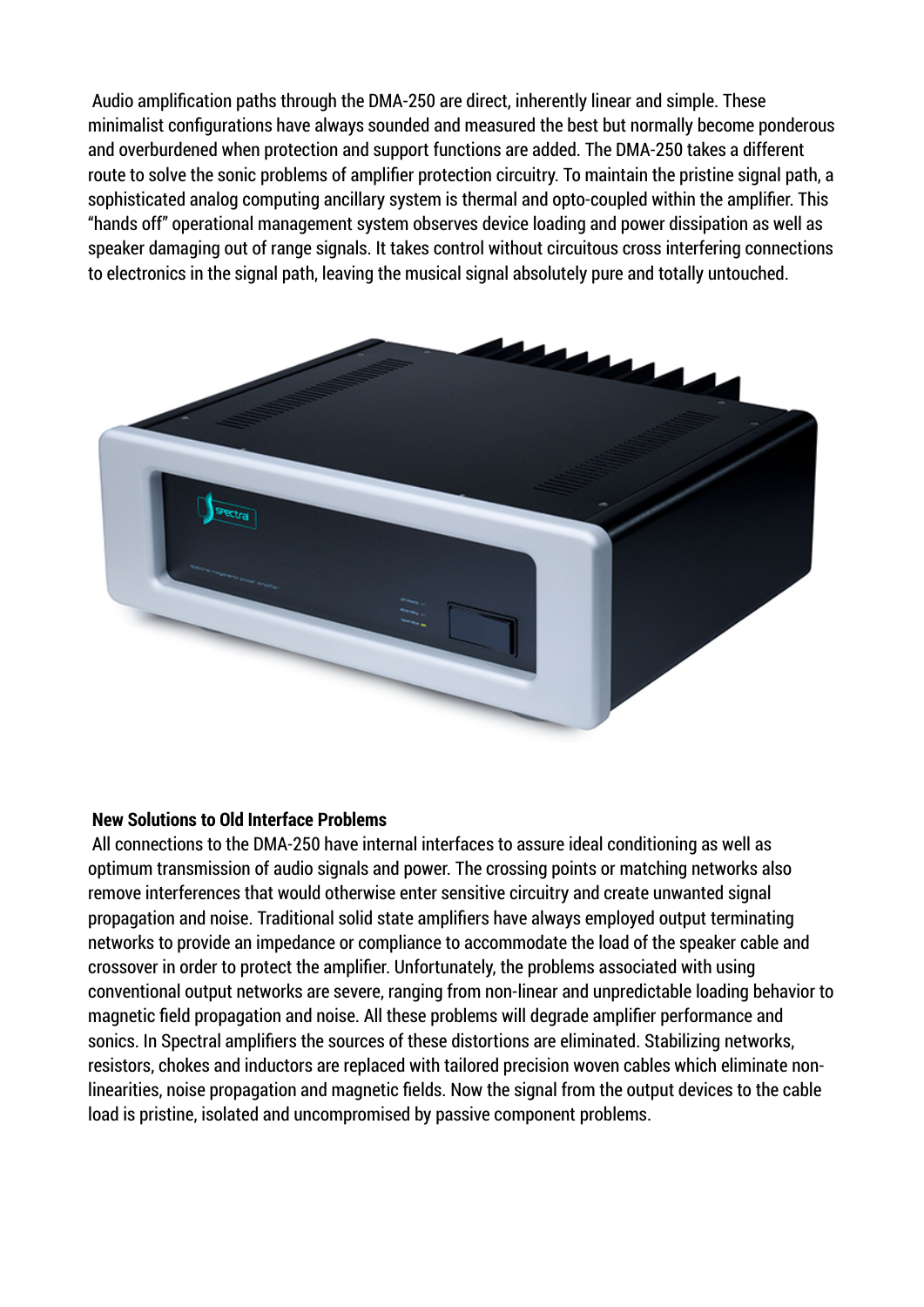Audio amplification paths through the DMA-250 are direct, inherently linear and simple. These minimalist configurations have always sounded and measured the best but normally become ponderous and overburdened when protection and support functions are added. The DMA-250 takes a different route to solve the sonic problems of amplifier protection circuitry. To maintain the pristine signal path, a sophisticated analog computing ancillary system is thermal and opto-coupled within the amplifier. This "hands off" operational management system observes device loading and power dissipation as well as speaker damaging out of range signals. It takes control without circuitous cross interfering connections to electronics in the signal path, leaving the musical signal absolutely pure and totally untouched.

**New Solutions to Old Interface Problems**

All connections to the DMA-250 have internal interfaces to assure ideal conditioning as well as optimum transmission of audio signals and power. The crossing points or matching networks also remove interferences that would otherwise enter sensitive circuitry and create unwanted signal propagation and noise. Traditional solid state amplifiers have always employed output terminating networks to provide an impedance or compliance to accommodate the load of the speaker cable and crossover in order to protect the amplifier. Unfortunately, the problems associated with using conventional output networks are severe, ranging from non-linear and unpredictable loading behavior to magnetic field propagation and noise. All these problems will degrade amplifier performance and sonics. In Spectral amplifiers the sources of these distortions are eliminated. Stabilizing networks, resistors, chokes and inductors are replaced with tailored precision woven cables which eliminate non-linearities, noise propagation and magnetic fields. Now the signal from the output devices to the cable load is pristine, isolated and uncompromised by passive component problems.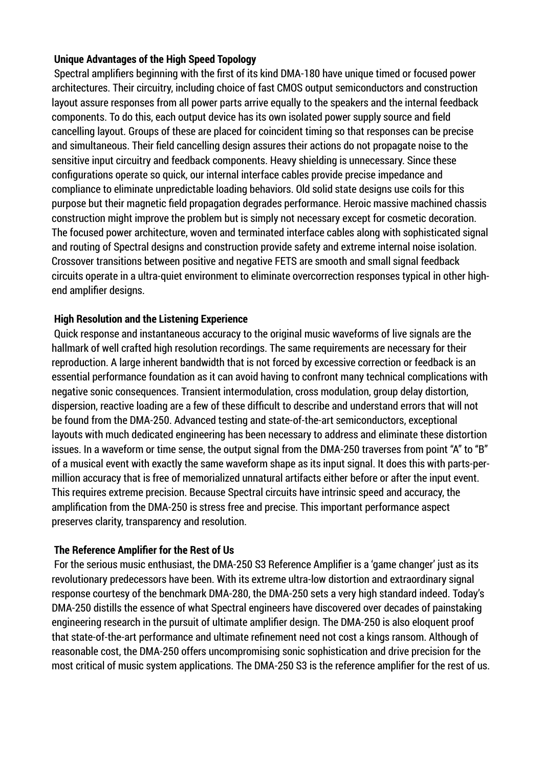## Unique Advantages of the High Speed Topology

Spectral amplifiers beginning with the first of its kind DMA-180 have unique timed or focused power architectures. Their circuitry, including choice of fast CMOS output semiconductors and construction layout assure responses from all power parts arrive equally to the speakers and the internal feedback components. To do this, each output device has its own isolated power supply source and field cancelling layout. Groups of these are placed for coincident timing so that responses can be precise and simultaneous. Their field cancelling design assures their actions do not propagate noise to the sensitive input circuitry and feedback components. Heavy shielding is unnecessary. Since these configurations operate so quick, our internal interface cables provide precise impedance and compliance to eliminate unpredictable loading behaviors. Old solid state designs use coils for this purpose but their magnetic field propagation degrades performance. Heroic massive machined chassis construction might improve the problem but is simply not necessary except for cosmetic decoration. The focused power architecture, woven and terminated interface cables along with sophisticated signal and routing of Spectral designs and construction provide safety and extreme internal noise isolation. Crossover transitions between positive and negative FETS are smooth and small signal feedback circuits operate in a ultra-quiet environment to eliminate overcorrection responses typical in other high-end amplifier designs.

## High Resolution and the Listening Experience

Quick response and instantaneous accuracy to the original music waveforms of live signals are the hallmark of well crafted high resolution recordings. The same requirements are necessary for their reproduction. A large inherent bandwidth that is not forced by excessive correction or feedback is an essential performance foundation as it can avoid having to confront many technical complications with negative sonic consequences. Transient intermodulation, cross modulation, group delay distortion, dispersion, reactive loading are a few of these difficult to describe and understand errors that will not be found from the DMA-250. Advanced testing and state-of-the-art semiconductors, exceptional layouts with much dedicated engineering has been necessary to address and eliminate these distortion issues. In a waveform or time sense, the output signal from the DMA-250 traverses from point "A" to "B" of a musical event with exactly the same waveform shape as its input signal. It does this with parts-per-million accuracy that is free of memorialized unnatural artifacts either before or after the input event. This requires extreme precision. Because Spectral circuits have intrinsic speed and accuracy, the amplification from the DMA-250 is stress free and precise. This important performance aspect preserves clarity, transparency and resolution.

## The Reference Amplifier for the Rest of Us

For the serious music enthusiast, the DMA-250 S3 Reference Amplifier is a 'game changer' just as its revolutionary predecessors have been. With its extreme ultra-low distortion and extraordinary signal response courtesy of the benchmark DMA-280, the DMA-250 sets a very high standard indeed. Today's DMA-250 distills the essence of what Spectral engineers have discovered over decades of painstaking engineering research in the pursuit of ultimate amplifier design. The DMA-250 is also eloquent proof that state-of-the-art performance and ultimate refinement need not cost a kings ransom. Although of reasonable cost, the DMA-250 offers uncompromising sonic sophistication and drive precision for the most critical of music system applications. The DMA-250 S3 is the reference amplifier for the rest of us.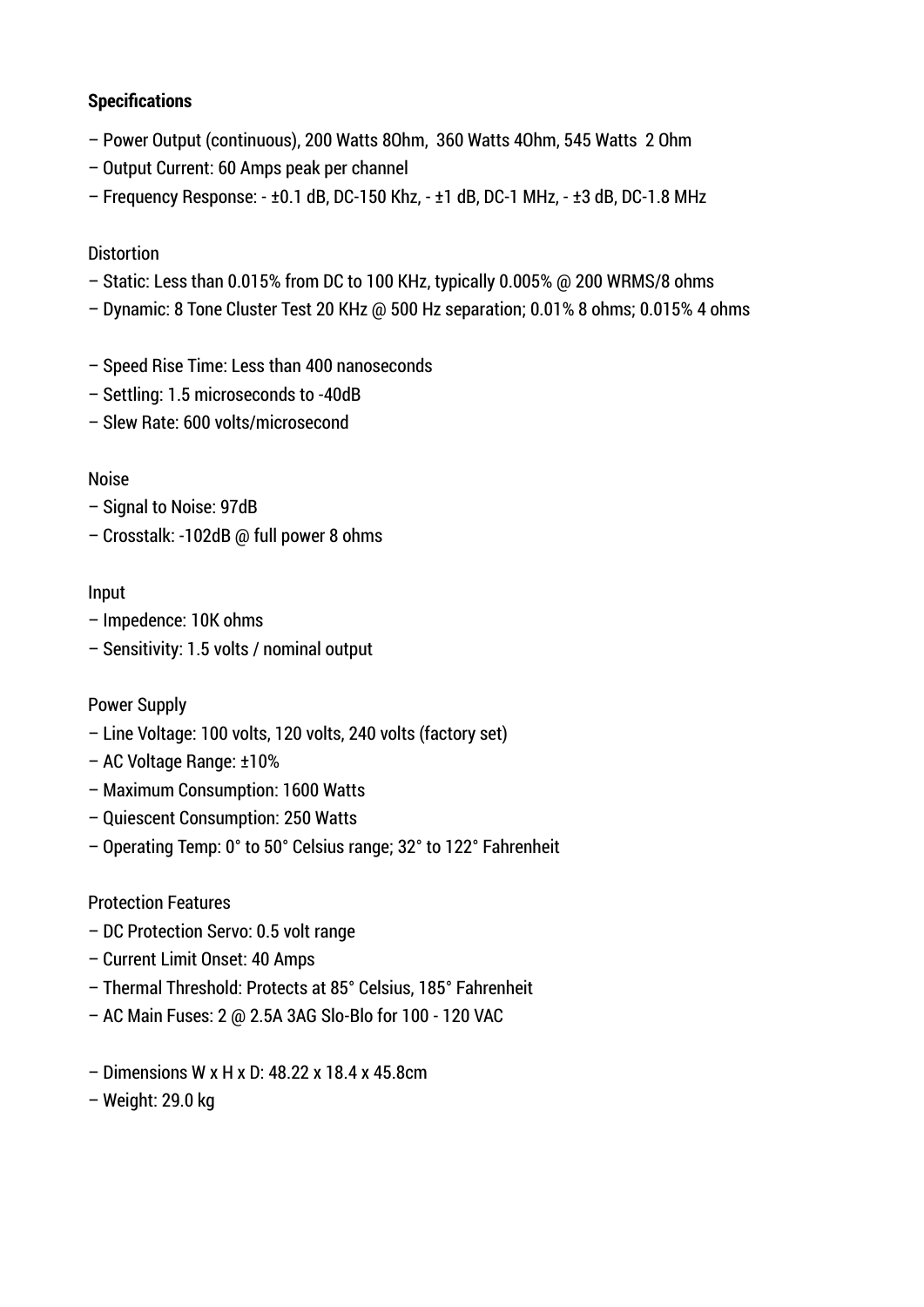**Specifications**

– Power Output (continuous), 200 Watts 8Ohm,  360 Watts 4Ohm, 545 Watts  2 Ohm
– Output Current: 60 Amps peak per channel
– Frequency Response: - ±0.1 dB, DC-150 Khz, - ±1 dB, DC-1 MHz, - ±3 dB, DC-1.8 MHz

Distortion

– Static: Less than 0.015% from DC to 100 KHz, typically 0.005% @ 200 WRMS/8 ohms
– Dynamic: 8 Tone Cluster Test 20 KHz @ 500 Hz separation; 0.01% 8 ohms; 0.015% 4 ohms

– Speed Rise Time: Less than 400 nanoseconds
– Settling: 1.5 microseconds to -40dB
– Slew Rate: 600 volts/microsecond

Noise

– Signal to Noise: 97dB
– Crosstalk: -102dB @ full power 8 ohms

Input

– Impedence: 10K ohms
– Sensitivity: 1.5 volts / nominal output

Power Supply

– Line Voltage: 100 volts, 120 volts, 240 volts (factory set)
– AC Voltage Range: ±10%
– Maximum Consumption: 1600 Watts
– Quiescent Consumption: 250 Watts
– Operating Temp: 0° to 50° Celsius range; 32° to 122° Fahrenheit

Protection Features

– DC Protection Servo: 0.5 volt range
– Current Limit Onset: 40 Amps
– Thermal Threshold: Protects at 85° Celsius, 185° Fahrenheit
– AC Main Fuses: 2 @ 2.5A 3AG Slo-Blo for 100 - 120 VAC

– Dimensions W x H x D: 48.22 x 18.4 x 45.8cm
– Weight: 29.0 kg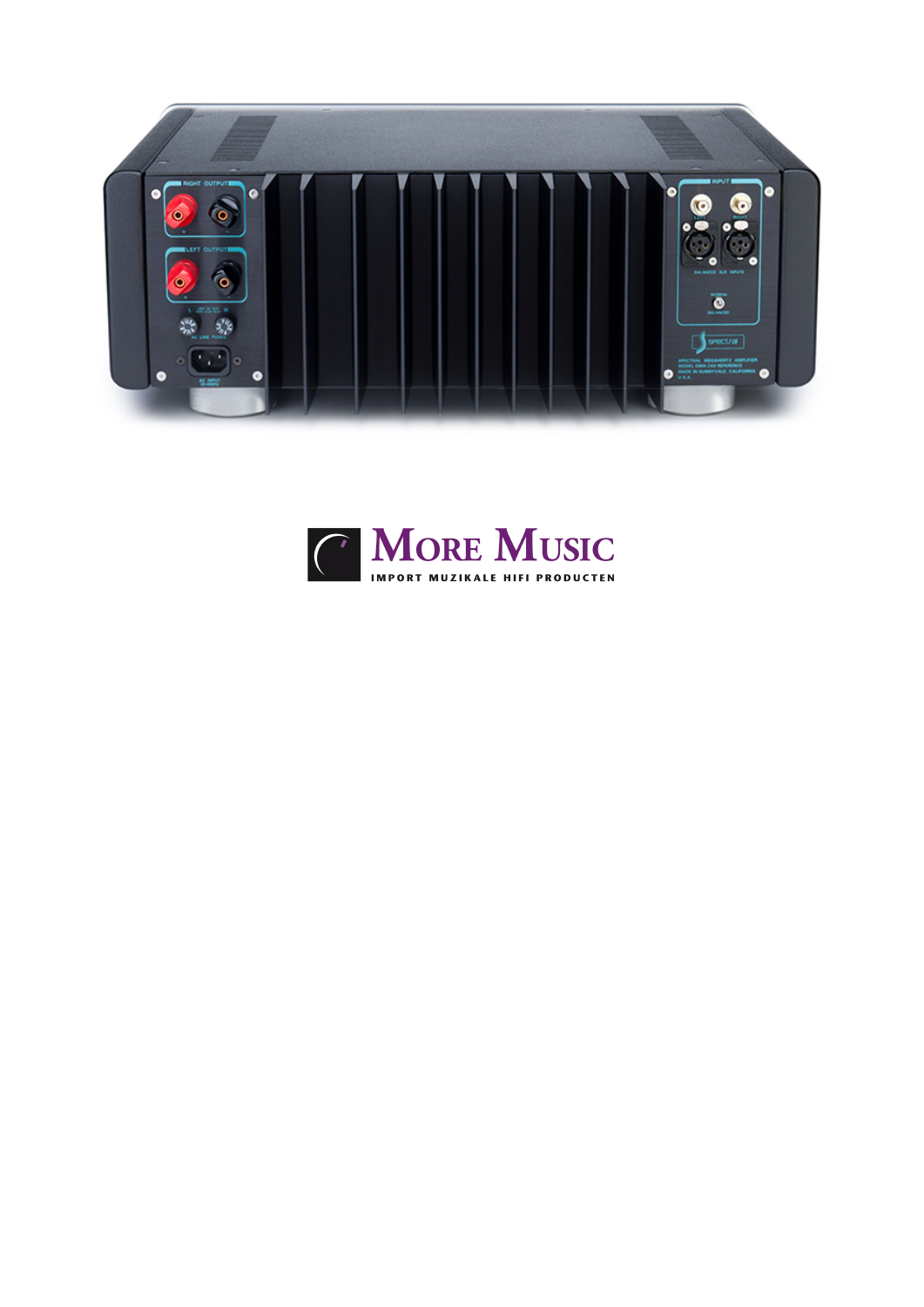More Music

IMPORT MUZIKALE HIFI PRODUCTEN